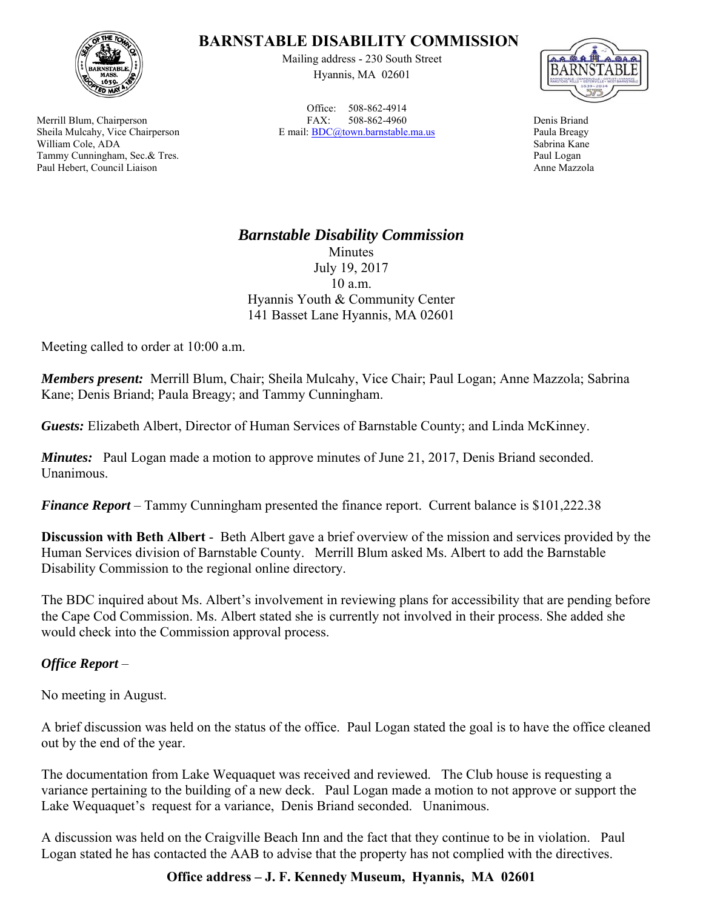# BARNSTABLE DISABILITY COMMISSION

Mailing address - 230 South Street
Hyannis, MA 02601

Office: 508-862-4914
FAX: 508-862-4960
E mail: BDC@town.barnstable.ma.us

Merrill Blum, Chairperson
Sheila Mulcahy, Vice Chairperson
William Cole, ADA
Tammy Cunningham, Sec.& Tres.
Paul Hebert, Council Liaison

Denis Briand
Paula Breagy
Sabrina Kane
Paul Logan
Anne Mazzola

## *Barnstable Disability Commission*

Minutes
July 19, 2017
10 a.m.
Hyannis Youth & Community Center
141 Basset Lane Hyannis, MA 02601

Meeting called to order at 10:00 a.m.

***Members present:*** Merrill Blum, Chair; Sheila Mulcahy, Vice Chair; Paul Logan; Anne Mazzola; Sabrina Kane; Denis Briand; Paula Breagy; and Tammy Cunningham.

***Guests:*** Elizabeth Albert, Director of Human Services of Barnstable County; and Linda McKinney.

***Minutes:*** Paul Logan made a motion to approve minutes of June 21, 2017, Denis Briand seconded. Unanimous.

***Finance Report*** – Tammy Cunningham presented the finance report. Current balance is $101,222.38

**Discussion with Beth Albert** - Beth Albert gave a brief overview of the mission and services provided by the Human Services division of Barnstable County. Merrill Blum asked Ms. Albert to add the Barnstable Disability Commission to the regional online directory.

The BDC inquired about Ms. Albert's involvement in reviewing plans for accessibility that are pending before the Cape Cod Commission. Ms. Albert stated she is currently not involved in their process. She added she would check into the Commission approval process.

***Office Report*** –

No meeting in August.

A brief discussion was held on the status of the office. Paul Logan stated the goal is to have the office cleaned out by the end of the year.

The documentation from Lake Wequaquet was received and reviewed. The Club house is requesting a variance pertaining to the building of a new deck. Paul Logan made a motion to not approve or support the Lake Wequaquet's request for a variance, Denis Briand seconded. Unanimous.

A discussion was held on the Craigville Beach Inn and the fact that they continue to be in violation. Paul Logan stated he has contacted the AAB to advise that the property has not complied with the directives.

**Office address – J. F. Kennedy Museum, Hyannis, MA 02601**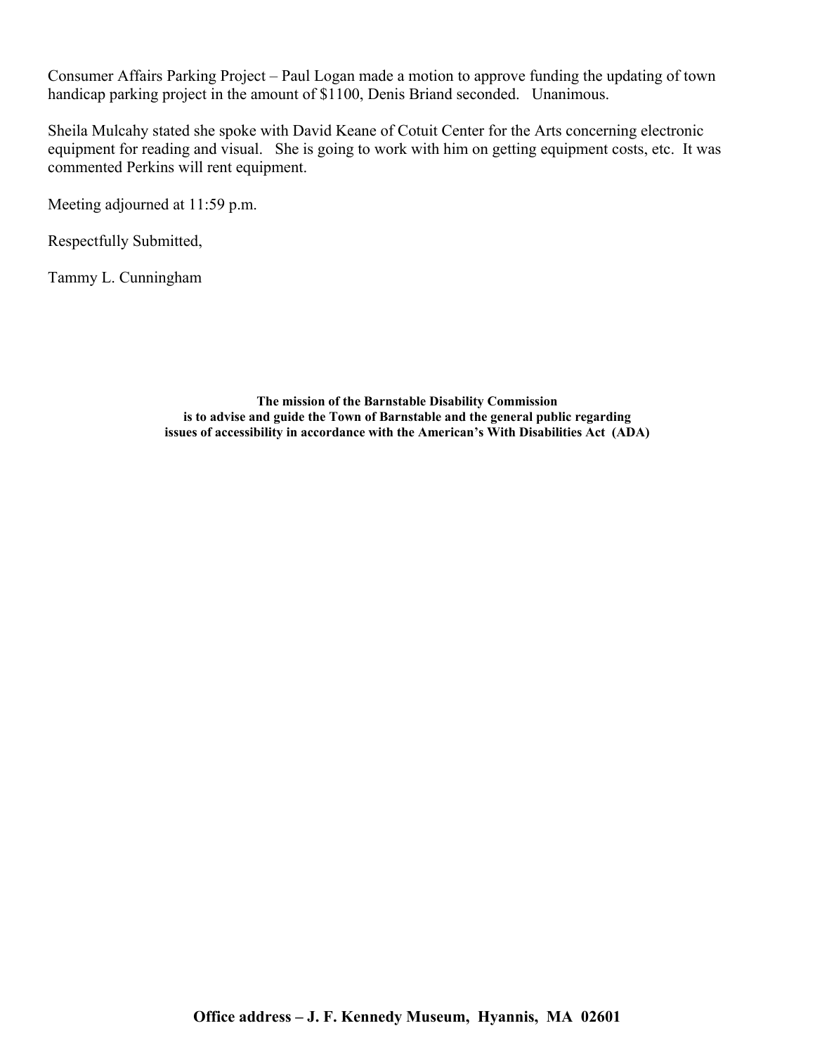Consumer Affairs Parking Project – Paul Logan made a motion to approve funding the updating of town handicap parking project in the amount of $1100, Denis Briand seconded. Unanimous.

Sheila Mulcahy stated she spoke with David Keane of Cotuit Center for the Arts concerning electronic equipment for reading and visual. She is going to work with him on getting equipment costs, etc. It was commented Perkins will rent equipment.

Meeting adjourned at 11:59 p.m.

Respectfully Submitted,

Tammy L. Cunningham

**The mission of the Barnstable Disability Commission is to advise and guide the Town of Barnstable and the general public regarding issues of accessibility in accordance with the American's With Disabilities Act (ADA)**

**Office address – J. F. Kennedy Museum, Hyannis, MA 02601**